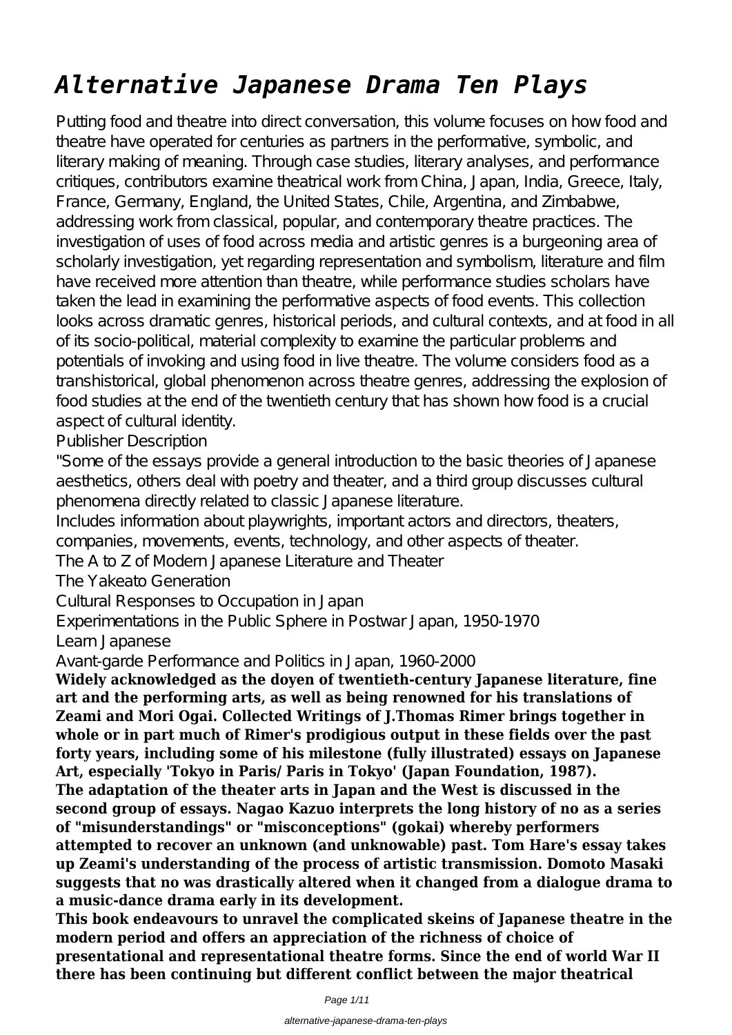# *Alternative Japanese Drama Ten Plays*

Putting food and theatre into direct conversation, this volume focuses on how food and theatre have operated for centuries as partners in the performative, symbolic, and literary making of meaning. Through case studies, literary analyses, and performance critiques, contributors examine theatrical work from China, Japan, India, Greece, Italy, France, Germany, England, the United States, Chile, Argentina, and Zimbabwe, addressing work from classical, popular, and contemporary theatre practices. The investigation of uses of food across media and artistic genres is a burgeoning area of scholarly investigation, yet regarding representation and symbolism, literature and film have received more attention than theatre, while performance studies scholars have taken the lead in examining the performative aspects of food events. This collection looks across dramatic genres, historical periods, and cultural contexts, and at food in all of its socio-political, material complexity to examine the particular problems and potentials of invoking and using food in live theatre. The volume considers food as a transhistorical, global phenomenon across theatre genres, addressing the explosion of food studies at the end of the twentieth century that has shown how food is a crucial aspect of cultural identity.

Publisher Description

"Some of the essays provide a general introduction to the basic theories of Japanese aesthetics, others deal with poetry and theater, and a third group discusses cultural phenomena directly related to classic Japanese literature.

Includes information about playwrights, important actors and directors, theaters, companies, movements, events, technology, and other aspects of theater.

The A to Z of Modern Japanese Literature and Theater

The Yakeato Generation

Cultural Responses to Occupation in Japan

Experimentations in the Public Sphere in Postwar Japan, 1950-1970

Learn Japanese

Avant-garde Performance and Politics in Japan, 1960-2000

**Widely acknowledged as the doyen of twentieth-century Japanese literature, fine art and the performing arts, as well as being renowned for his translations of Zeami and Mori Ogai. Collected Writings of J.Thomas Rimer brings together in whole or in part much of Rimer's prodigious output in these fields over the past forty years, including some of his milestone (fully illustrated) essays on Japanese Art, especially 'Tokyo in Paris/ Paris in Tokyo' (Japan Foundation, 1987).**

**The adaptation of the theater arts in Japan and the West is discussed in the second group of essays. Nagao Kazuo interprets the long history of no as a series of "misunderstandings" or "misconceptions" (gokai) whereby performers attempted to recover an unknown (and unknowable) past. Tom Hare's essay takes up Zeami's understanding of the process of artistic transmission. Domoto Masaki suggests that no was drastically altered when it changed from a dialogue drama to a music-dance drama early in its development.**

**This book endeavours to unravel the complicated skeins of Japanese theatre in the modern period and offers an appreciation of the richness of choice of presentational and representational theatre forms. Since the end of world War II there has been continuing but different conflict between the major theatrical**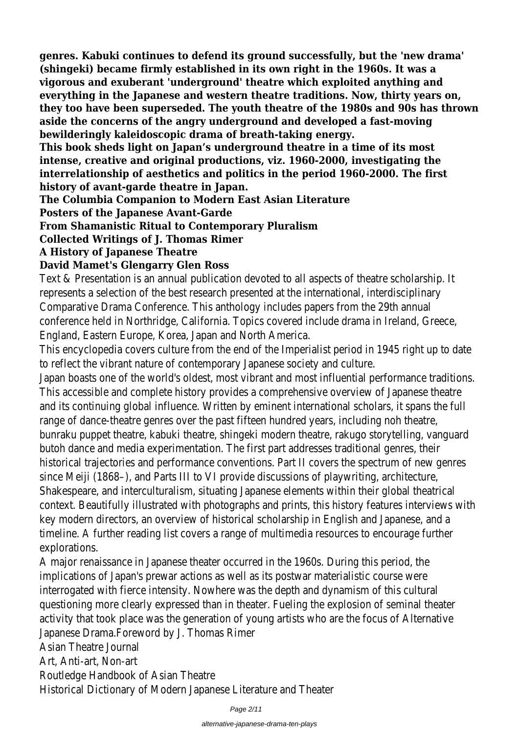**genres. Kabuki continues to defend its ground successfully, but the 'new drama' (shingeki) became firmly established in its own right in the 1960s. It was a vigorous and exuberant 'underground' theatre which exploited anything and everything in the Japanese and western theatre traditions. Now, thirty years on, they too have been superseded. The youth theatre of the 1980s and 90s has thrown aside the concerns of the angry underground and developed a fast-moving bewilderingly kaleidoscopic drama of breath-taking energy.**

**This book sheds light on Japan's underground theatre in a time of its most intense, creative and original productions, viz. 1960-2000, investigating the interrelationship of aesthetics and politics in the period 1960-2000. The first history of avant-garde theatre in Japan.**

**The Columbia Companion to Modern East Asian Literature**

**Posters of the Japanese Avant-Garde**

**From Shamanistic Ritual to Contemporary Pluralism**

**Collected Writings of J. Thomas Rimer**

**A History of Japanese Theatre**

**David Mamet's Glengarry Glen Ross**

Text & Presentation is an annual publication devoted to all aspects of theatre scholarship. It represents a selection of the best research presented at the international, interdisciplinary Comparative Drama Conference. This anthology includes papers from the 29th annual conference held in Northridge, California. Topics covered include drama in Ireland, Greece, England, Eastern Europe, Korea, Japan and North America.

This encyclopedia covers culture from the end of the Imperialist period in 1945 right up to date to reflect the vibrant nature of contemporary Japanese society and culture.

Japan boasts one of the world's oldest, most vibrant and most influential performance traditions. This accessible and complete history provides a comprehensive overview of Japanese theatre and its continuing global influence. Written by eminent international scholars, it spans the full range of dance-theatre genres over the past fifteen hundred years, including noh theatre, bunraku puppet theatre, kabuki theatre, shingeki modern theatre, rakugo storytelling, vanguard butoh dance and media experimentation. The first part addresses traditional genres, their historical trajectories and performance conventions. Part II covers the spectrum of new genres since Meiji (1868–), and Parts III to VI provide discussions of playwriting, architecture, Shakespeare, and interculturalism, situating Japanese elements within their global theatrical context. Beautifully illustrated with photographs and prints, this history features interviews with key modern directors, an overview of historical scholarship in English and Japanese, and a timeline. A further reading list covers a range of multimedia resources to encourage further explorations.

A major renaissance in Japanese theater occurred in the 1960s. During this period, the implications of Japan's prewar actions as well as its postwar materialistic course were interrogated with fierce intensity. Nowhere was the depth and dynamism of this cultural questioning more clearly expressed than in theater. Fueling the explosion of seminal theater activity that took place was the generation of young artists who are the focus of Alternative Japanese Drama.Foreword by J. Thomas Rimer

Asian Theatre Journal

Art, Anti-art, Non-art

Routledge Handbook of Asian Theatre

Historical Dictionary of Modern Japanese Literature and Theater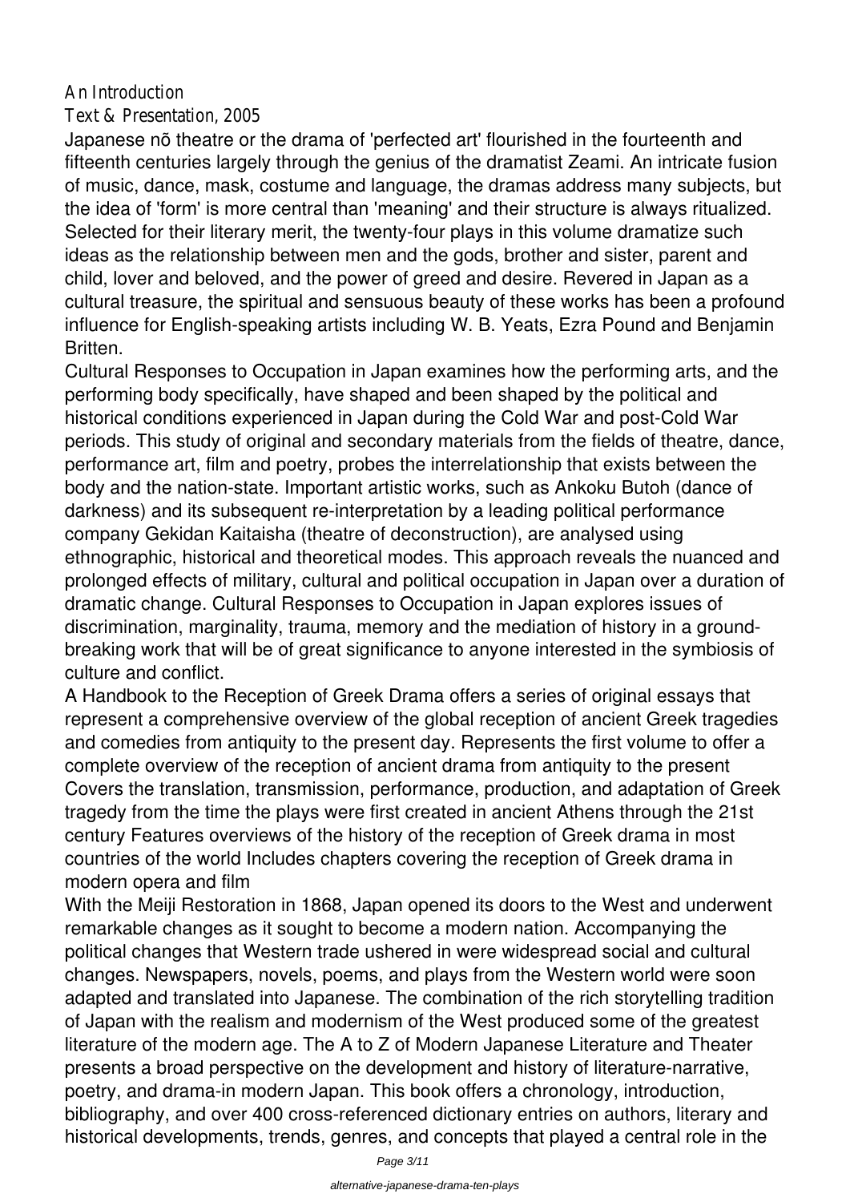An Introduction

Text & Presentation, 2005

Japanese nõ theatre or the drama of 'perfected art' flourished in the fourteenth and fifteenth centuries largely through the genius of the dramatist Zeami. An intricate fusion of music, dance, mask, costume and language, the dramas address many subjects, but the idea of 'form' is more central than 'meaning' and their structure is always ritualized. Selected for their literary merit, the twenty-four plays in this volume dramatize such ideas as the relationship between men and the gods, brother and sister, parent and child, lover and beloved, and the power of greed and desire. Revered in Japan as a cultural treasure, the spiritual and sensuous beauty of these works has been a profound influence for English-speaking artists including W. B. Yeats, Ezra Pound and Benjamin Britten.

Cultural Responses to Occupation in Japan examines how the performing arts, and the performing body specifically, have shaped and been shaped by the political and historical conditions experienced in Japan during the Cold War and post-Cold War periods. This study of original and secondary materials from the fields of theatre, dance, performance art, film and poetry, probes the interrelationship that exists between the body and the nation-state. Important artistic works, such as Ankoku Butoh (dance of darkness) and its subsequent re-interpretation by a leading political performance company Gekidan Kaitaisha (theatre of deconstruction), are analysed using ethnographic, historical and theoretical modes. This approach reveals the nuanced and prolonged effects of military, cultural and political occupation in Japan over a duration of dramatic change. Cultural Responses to Occupation in Japan explores issues of discrimination, marginality, trauma, memory and the mediation of history in a ground-breaking work that will be of great significance to anyone interested in the symbiosis of culture and conflict.

A Handbook to the Reception of Greek Drama offers a series of original essays that represent a comprehensive overview of the global reception of ancient Greek tragedies and comedies from antiquity to the present day. Represents the first volume to offer a complete overview of the reception of ancient drama from antiquity to the present Covers the translation, transmission, performance, production, and adaptation of Greek tragedy from the time the plays were first created in ancient Athens through the 21st century Features overviews of the history of the reception of Greek drama in most countries of the world Includes chapters covering the reception of Greek drama in modern opera and film

With the Meiji Restoration in 1868, Japan opened its doors to the West and underwent remarkable changes as it sought to become a modern nation. Accompanying the political changes that Western trade ushered in were widespread social and cultural changes. Newspapers, novels, poems, and plays from the Western world were soon adapted and translated into Japanese. The combination of the rich storytelling tradition of Japan with the realism and modernism of the West produced some of the greatest literature of the modern age. The A to Z of Modern Japanese Literature and Theater presents a broad perspective on the development and history of literature-narrative, poetry, and drama-in modern Japan. This book offers a chronology, introduction, bibliography, and over 400 cross-referenced dictionary entries on authors, literary and historical developments, trends, genres, and concepts that played a central role in the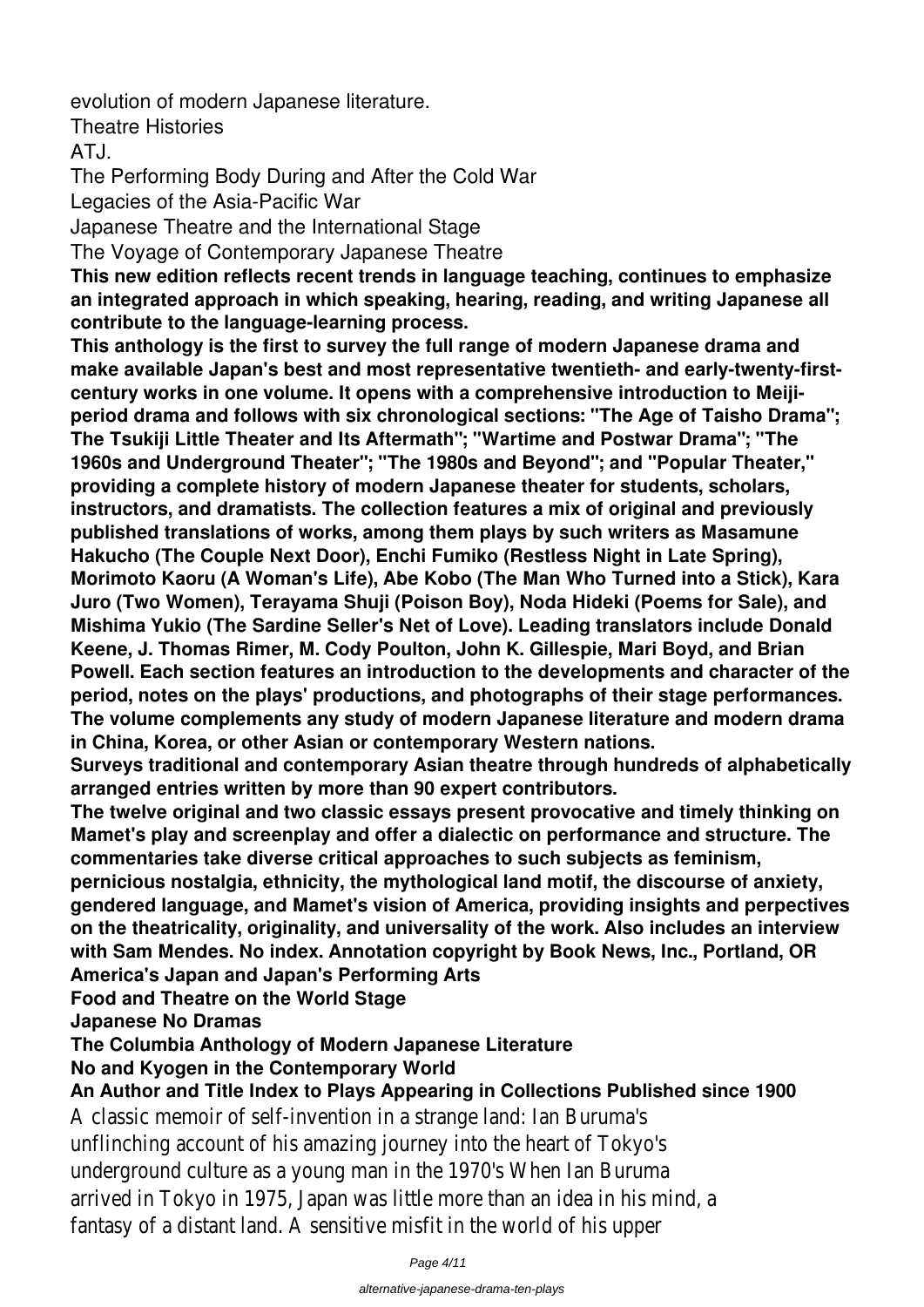evolution of modern Japanese literature.

Theatre Histories

ATJ.

The Performing Body During and After the Cold War

Legacies of the Asia-Pacific War

Japanese Theatre and the International Stage

The Voyage of Contemporary Japanese Theatre

**This new edition reflects recent trends in language teaching, continues to emphasize an integrated approach in which speaking, hearing, reading, and writing Japanese all contribute to the language-learning process.**

**This anthology is the first to survey the full range of modern Japanese drama and make available Japan's best and most representative twentieth- and early-twenty-first-century works in one volume. It opens with a comprehensive introduction to Meiji-period drama and follows with six chronological sections: "The Age of Taisho Drama"; The Tsukiji Little Theater and Its Aftermath"; "Wartime and Postwar Drama"; "The 1960s and Underground Theater"; "The 1980s and Beyond"; and "Popular Theater," providing a complete history of modern Japanese theater for students, scholars, instructors, and dramatists. The collection features a mix of original and previously published translations of works, among them plays by such writers as Masamune Hakucho (The Couple Next Door), Enchi Fumiko (Restless Night in Late Spring), Morimoto Kaoru (A Woman's Life), Abe Kobo (The Man Who Turned into a Stick), Kara Juro (Two Women), Terayama Shuji (Poison Boy), Noda Hideki (Poems for Sale), and Mishima Yukio (The Sardine Seller's Net of Love). Leading translators include Donald Keene, J. Thomas Rimer, M. Cody Poulton, John K. Gillespie, Mari Boyd, and Brian Powell. Each section features an introduction to the developments and character of the period, notes on the plays' productions, and photographs of their stage performances. The volume complements any study of modern Japanese literature and modern drama in China, Korea, or other Asian or contemporary Western nations.**

**Surveys traditional and contemporary Asian theatre through hundreds of alphabetically arranged entries written by more than 90 expert contributors.**

**The twelve original and two classic essays present provocative and timely thinking on Mamet's play and screenplay and offer a dialectic on performance and structure. The commentaries take diverse critical approaches to such subjects as feminism, pernicious nostalgia, ethnicity, the mythological land motif, the discourse of anxiety, gendered language, and Mamet's vision of America, providing insights and perpectives on the theatricality, originality, and universality of the work. Also includes an interview with Sam Mendes. No index. Annotation copyright by Book News, Inc., Portland, OR**

**America's Japan and Japan's Performing Arts**

**Food and Theatre on the World Stage**

**Japanese No Dramas**

**The Columbia Anthology of Modern Japanese Literature**

**No and Kyogen in the Contemporary World**

**An Author and Title Index to Plays Appearing in Collections Published since 1900**

A classic memoir of self-invention in a strange land: Ian Buruma's unflinching account of his amazing journey into the heart of Tokyo's underground culture as a young man in the 1970's When Ian Buruma arrived in Tokyo in 1975, Japan was little more than an idea in his mind, a fantasy of a distant land. A sensitive misfit in the world of his upper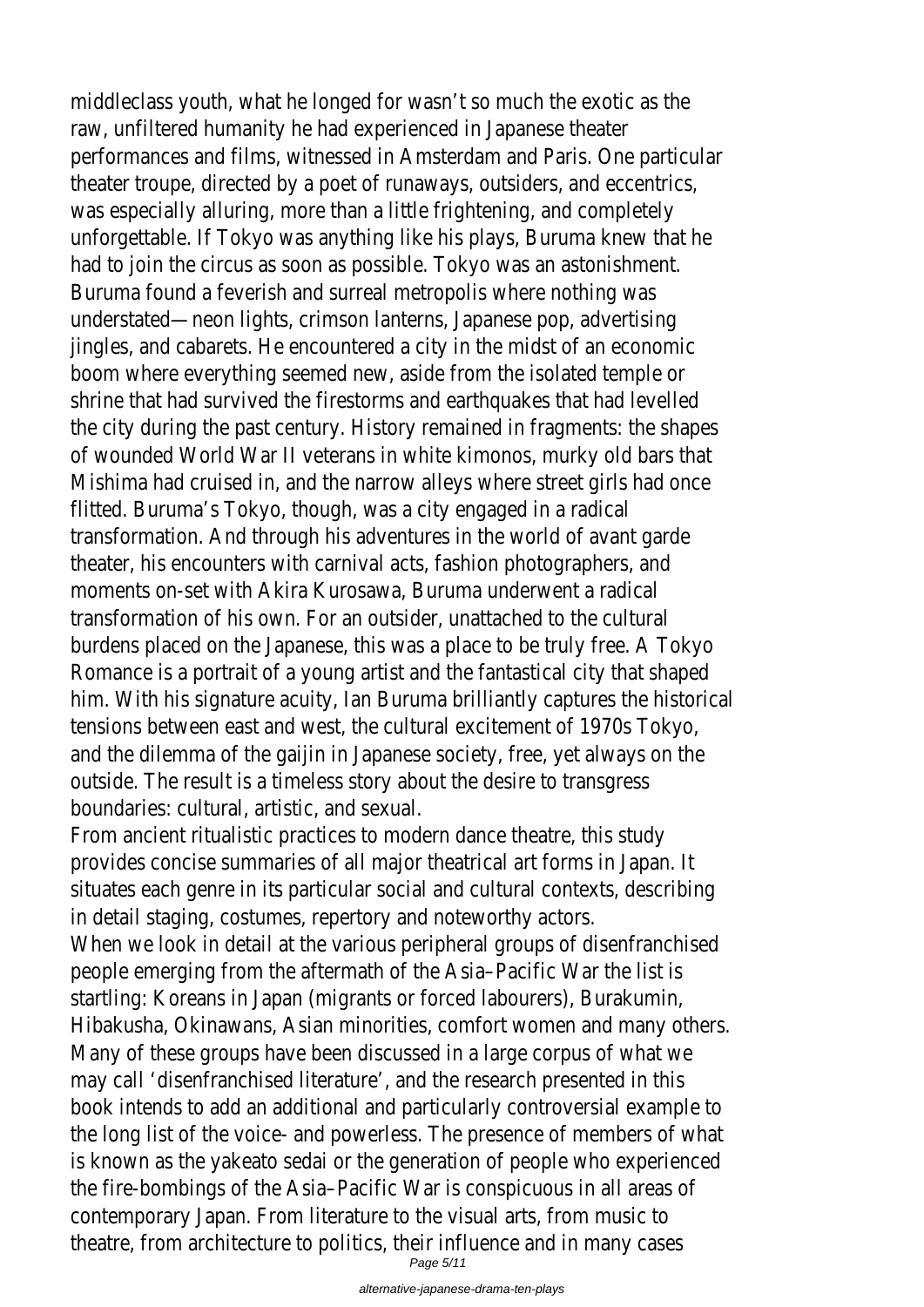middleclass youth, what he longed for wasn't so much the exotic as the raw, unfiltered humanity he had experienced in Japanese theater performances and films, witnessed in Amsterdam and Paris. One particular theater troupe, directed by a poet of runaways, outsiders, and eccentrics, was especially alluring, more than a little frightening, and completely unforgettable. If Tokyo was anything like his plays, Buruma knew that he had to join the circus as soon as possible. Tokyo was an astonishment. Buruma found a feverish and surreal metropolis where nothing was understated—neon lights, crimson lanterns, Japanese pop, advertising jingles, and cabarets. He encountered a city in the midst of an economic boom where everything seemed new, aside from the isolated temple or shrine that had survived the firestorms and earthquakes that had levelled the city during the past century. History remained in fragments: the shapes of wounded World War II veterans in white kimonos, murky old bars that Mishima had cruised in, and the narrow alleys where street girls had once flitted. Buruma's Tokyo, though, was a city engaged in a radical transformation. And through his adventures in the world of avant garde theater, his encounters with carnival acts, fashion photographers, and moments on-set with Akira Kurosawa, Buruma underwent a radical transformation of his own. For an outsider, unattached to the cultural burdens placed on the Japanese, this was a place to be truly free. A Tokyo Romance is a portrait of a young artist and the fantastical city that shaped him. With his signature acuity, Ian Buruma brilliantly captures the historical tensions between east and west, the cultural excitement of 1970s Tokyo, and the dilemma of the gaijin in Japanese society, free, yet always on the outside. The result is a timeless story about the desire to transgress boundaries: cultural, artistic, and sexual.

From ancient ritualistic practices to modern dance theatre, this study provides concise summaries of all major theatrical art forms in Japan. It situates each genre in its particular social and cultural contexts, describing in detail staging, costumes, repertory and noteworthy actors.

When we look in detail at the various peripheral groups of disenfranchised people emerging from the aftermath of the Asia–Pacific War the list is startling: Koreans in Japan (migrants or forced labourers), Burakumin, Hibakusha, Okinawans, Asian minorities, comfort women and many others. Many of these groups have been discussed in a large corpus of what we may call 'disenfranchised literature', and the research presented in this book intends to add an additional and particularly controversial example to the long list of the voice- and powerless. The presence of members of what is known as the yakeato sedai or the generation of people who experienced the fire-bombings of the Asia–Pacific War is conspicuous in all areas of contemporary Japan. From literature to the visual arts, from music to theatre, from architecture to politics, their influence and in many cases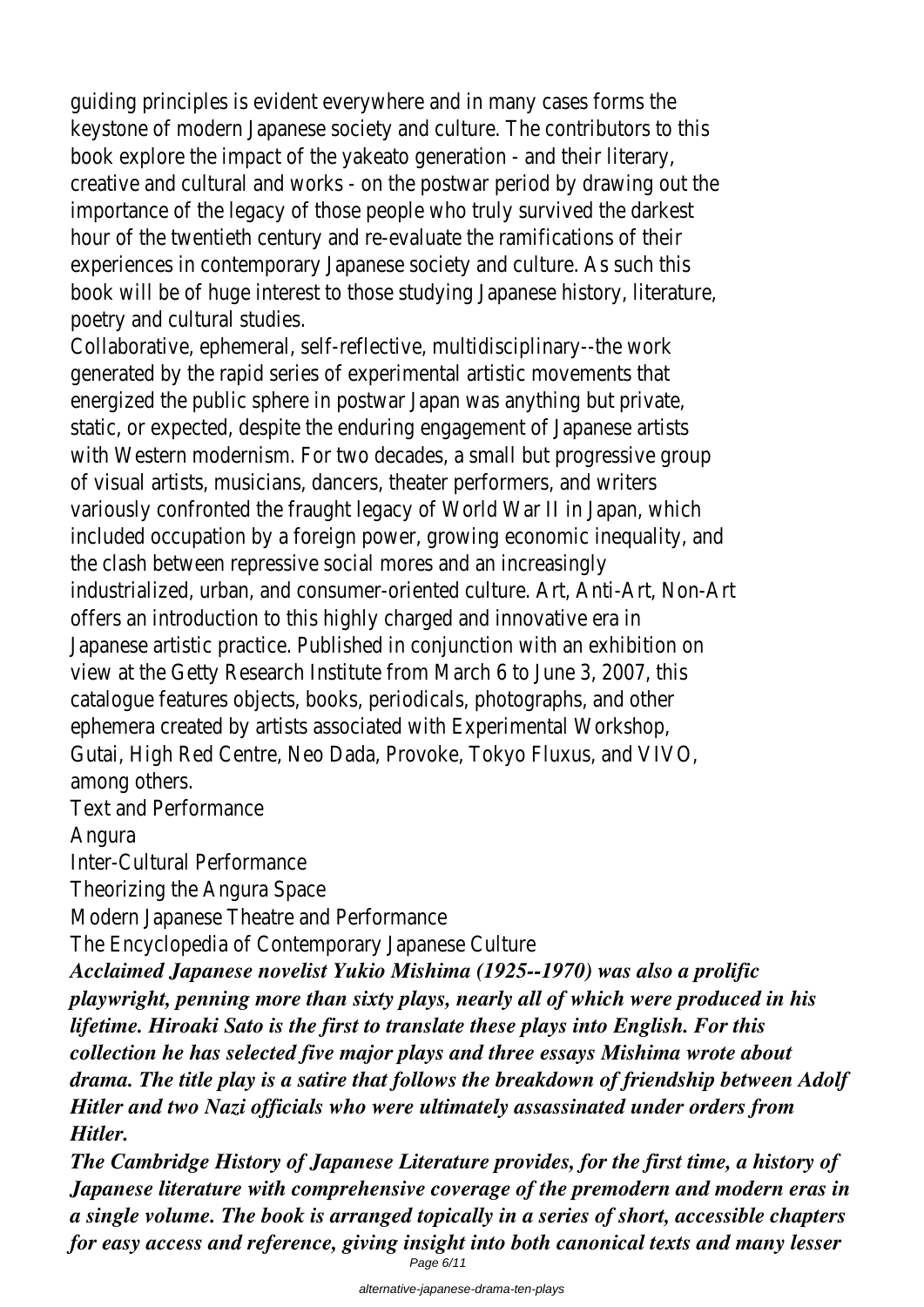guiding principles is evident everywhere and in many cases forms the keystone of modern Japanese society and culture. The contributors to this book explore the impact of the yakeato generation - and their literary, creative and cultural and works - on the postwar period by drawing out the importance of the legacy of those people who truly survived the darkest hour of the twentieth century and re-evaluate the ramifications of their experiences in contemporary Japanese society and culture. As such this book will be of huge interest to those studying Japanese history, literature, poetry and cultural studies.

Collaborative, ephemeral, self-reflective, multidisciplinary--the work generated by the rapid series of experimental artistic movements that energized the public sphere in postwar Japan was anything but private, static, or expected, despite the enduring engagement of Japanese artists with Western modernism. For two decades, a small but progressive group of visual artists, musicians, dancers, theater performers, and writers variously confronted the fraught legacy of World War II in Japan, which included occupation by a foreign power, growing economic inequality, and the clash between repressive social mores and an increasingly industrialized, urban, and consumer-oriented culture. Art, Anti-Art, Non-Art offers an introduction to this highly charged and innovative era in Japanese artistic practice. Published in conjunction with an exhibition on view at the Getty Research Institute from March 6 to June 3, 2007, this catalogue features objects, books, periodicals, photographs, and other ephemera created by artists associated with Experimental Workshop, Gutai, High Red Centre, Neo Dada, Provoke, Tokyo Fluxus, and VIVO, among others.

Text and Performance

Angura

Inter-Cultural Performance

Theorizing the Angura Space

Modern Japanese Theatre and Performance

The Encyclopedia of Contemporary Japanese Culture

***Acclaimed Japanese novelist Yukio Mishima (1925--1970) was also a prolific playwright, penning more than sixty plays, nearly all of which were produced in his lifetime. Hiroaki Sato is the first to translate these plays into English. For this collection he has selected five major plays and three essays Mishima wrote about drama. The title play is a satire that follows the breakdown of friendship between Adolf Hitler and two Nazi officials who were ultimately assassinated under orders from Hitler.***

***The Cambridge History of Japanese Literature provides, for the first time, a history of Japanese literature with comprehensive coverage of the premodern and modern eras in a single volume. The book is arranged topically in a series of short, accessible chapters for easy access and reference, giving insight into both canonical texts and many lesser***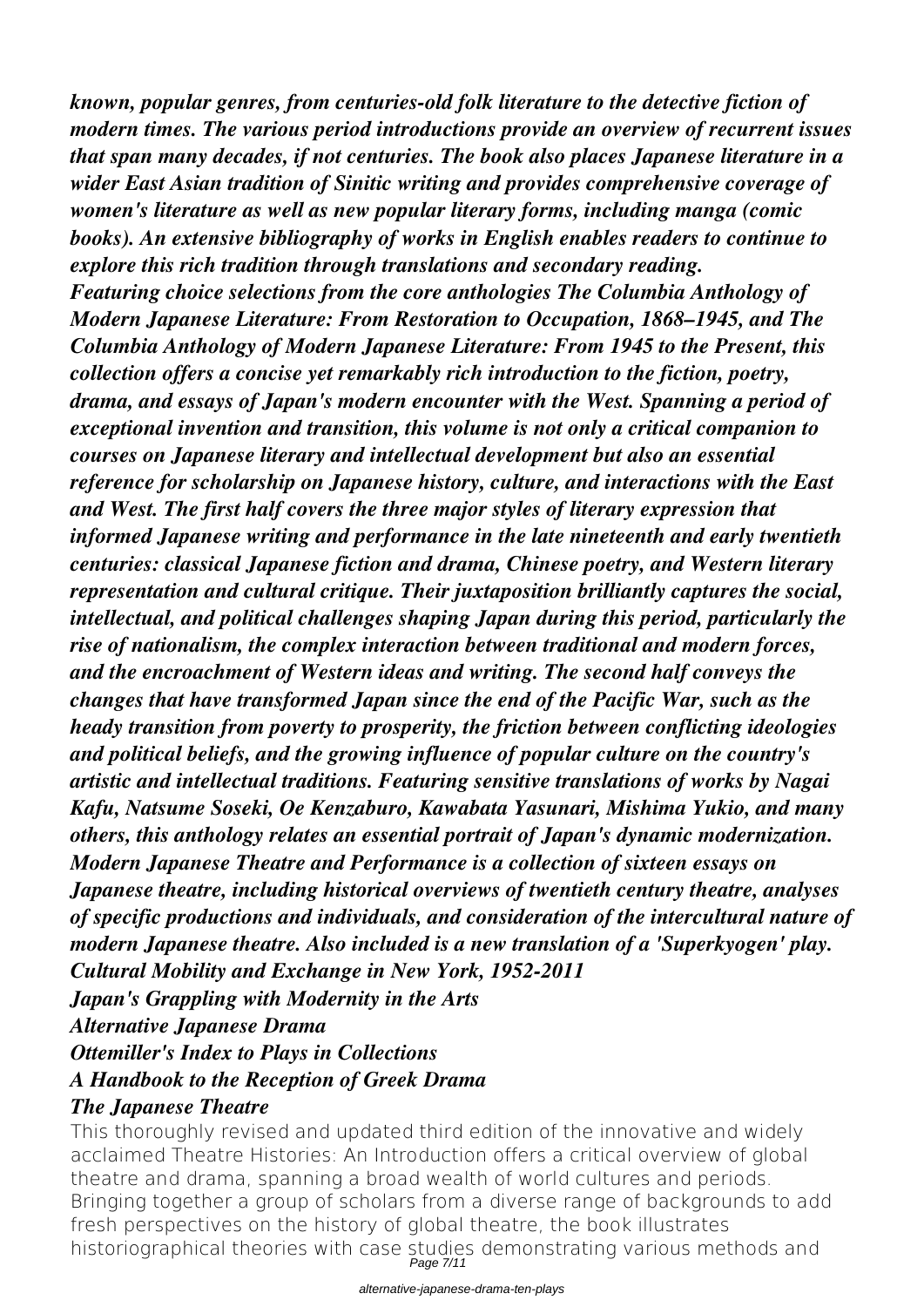*known, popular genres, from centuries-old folk literature to the detective fiction of modern times. The various period introductions provide an overview of recurrent issues that span many decades, if not centuries. The book also places Japanese literature in a wider East Asian tradition of Sinitic writing and provides comprehensive coverage of women's literature as well as new popular literary forms, including manga (comic books). An extensive bibliography of works in English enables readers to continue to explore this rich tradition through translations and secondary reading.*

*Featuring choice selections from the core anthologies The Columbia Anthology of Modern Japanese Literature: From Restoration to Occupation, 1868–1945, and The Columbia Anthology of Modern Japanese Literature: From 1945 to the Present, this collection offers a concise yet remarkably rich introduction to the fiction, poetry, drama, and essays of Japan's modern encounter with the West. Spanning a period of exceptional invention and transition, this volume is not only a critical companion to courses on Japanese literary and intellectual development but also an essential reference for scholarship on Japanese history, culture, and interactions with the East and West. The first half covers the three major styles of literary expression that informed Japanese writing and performance in the late nineteenth and early twentieth centuries: classical Japanese fiction and drama, Chinese poetry, and Western literary representation and cultural critique. Their juxtaposition brilliantly captures the social, intellectual, and political challenges shaping Japan during this period, particularly the rise of nationalism, the complex interaction between traditional and modern forces, and the encroachment of Western ideas and writing. The second half conveys the changes that have transformed Japan since the end of the Pacific War, such as the heady transition from poverty to prosperity, the friction between conflicting ideologies and political beliefs, and the growing influence of popular culture on the country's artistic and intellectual traditions. Featuring sensitive translations of works by Nagai Kafu, Natsume Soseki, Oe Kenzaburo, Kawabata Yasunari, Mishima Yukio, and many others, this anthology relates an essential portrait of Japan's dynamic modernization.*

*Modern Japanese Theatre and Performance is a collection of sixteen essays on Japanese theatre, including historical overviews of twentieth century theatre, analyses of specific productions and individuals, and consideration of the intercultural nature of modern Japanese theatre. Also included is a new translation of a 'Superkyogen' play.*

***Cultural Mobility and Exchange in New York, 1952-2011***

***Japan's Grappling with Modernity in the Arts***

***Alternative Japanese Drama***

***Ottemiller's Index to Plays in Collections***

***A Handbook to the Reception of Greek Drama***

***The Japanese Theatre***

This thoroughly revised and updated third edition of the innovative and widely acclaimed Theatre Histories: An Introduction offers a critical overview of global theatre and drama, spanning a broad wealth of world cultures and periods. Bringing together a group of scholars from a diverse range of backgrounds to add fresh perspectives on the history of global theatre, the book illustrates historiographical theories with case studies demonstrating various methods and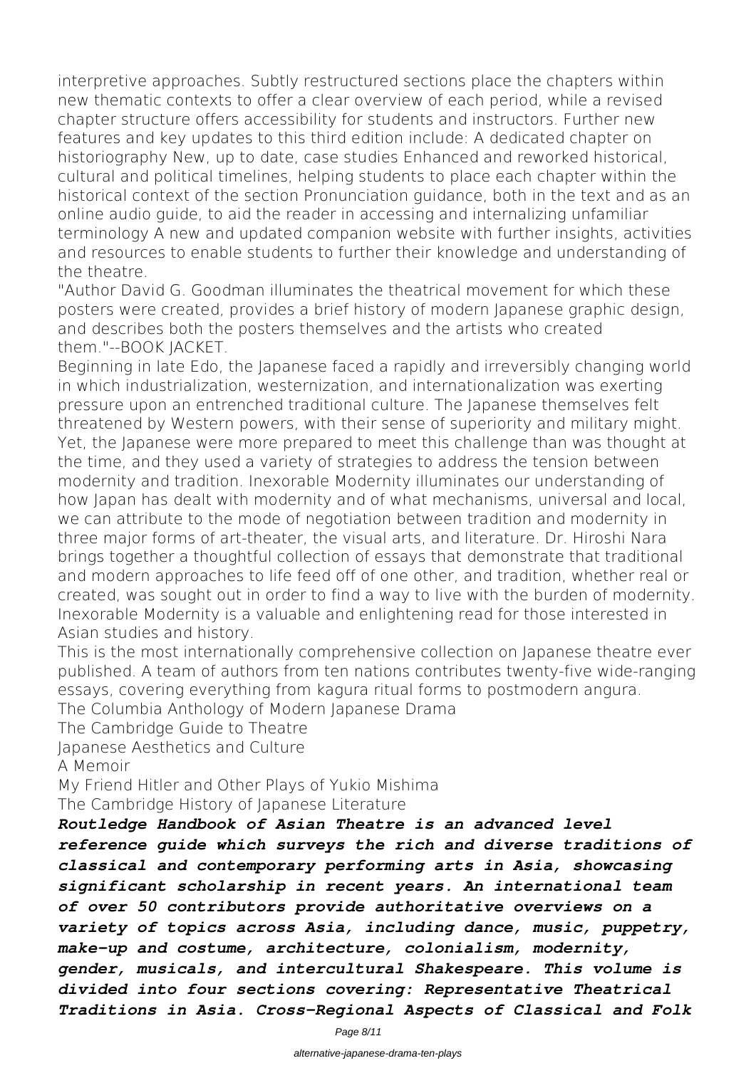interpretive approaches. Subtly restructured sections place the chapters within new thematic contexts to offer a clear overview of each period, while a revised chapter structure offers accessibility for students and instructors. Further new features and key updates to this third edition include: A dedicated chapter on historiography New, up to date, case studies Enhanced and reworked historical, cultural and political timelines, helping students to place each chapter within the historical context of the section Pronunciation guidance, both in the text and as an online audio guide, to aid the reader in accessing and internalizing unfamiliar terminology A new and updated companion website with further insights, activities and resources to enable students to further their knowledge and understanding of the theatre.

"Author David G. Goodman illuminates the theatrical movement for which these posters were created, provides a brief history of modern Japanese graphic design, and describes both the posters themselves and the artists who created them."--BOOK JACKET.

Beginning in late Edo, the Japanese faced a rapidly and irreversibly changing world in which industrialization, westernization, and internationalization was exerting pressure upon an entrenched traditional culture. The Japanese themselves felt threatened by Western powers, with their sense of superiority and military might. Yet, the Japanese were more prepared to meet this challenge than was thought at the time, and they used a variety of strategies to address the tension between modernity and tradition. Inexorable Modernity illuminates our understanding of how Japan has dealt with modernity and of what mechanisms, universal and local, we can attribute to the mode of negotiation between tradition and modernity in three major forms of art-theater, the visual arts, and literature. Dr. Hiroshi Nara brings together a thoughtful collection of essays that demonstrate that traditional and modern approaches to life feed off of one other, and tradition, whether real or created, was sought out in order to find a way to live with the burden of modernity. Inexorable Modernity is a valuable and enlightening read for those interested in Asian studies and history.

This is the most internationally comprehensive collection on Japanese theatre ever published. A team of authors from ten nations contributes twenty-five wide-ranging essays, covering everything from kagura ritual forms to postmodern angura.

The Columbia Anthology of Modern Japanese Drama

The Cambridge Guide to Theatre

Japanese Aesthetics and Culture

A Memoir

My Friend Hitler and Other Plays of Yukio Mishima

The Cambridge History of Japanese Literature

***Routledge Handbook of Asian Theatre is an advanced level reference guide which surveys the rich and diverse traditions of classical and contemporary performing arts in Asia, showcasing significant scholarship in recent years. An international team of over 50 contributors provide authoritative overviews on a variety of topics across Asia, including dance, music, puppetry, make-up and costume, architecture, colonialism, modernity, gender, musicals, and intercultural Shakespeare. This volume is divided into four sections covering: Representative Theatrical Traditions in Asia. Cross-Regional Aspects of Classical and Folk***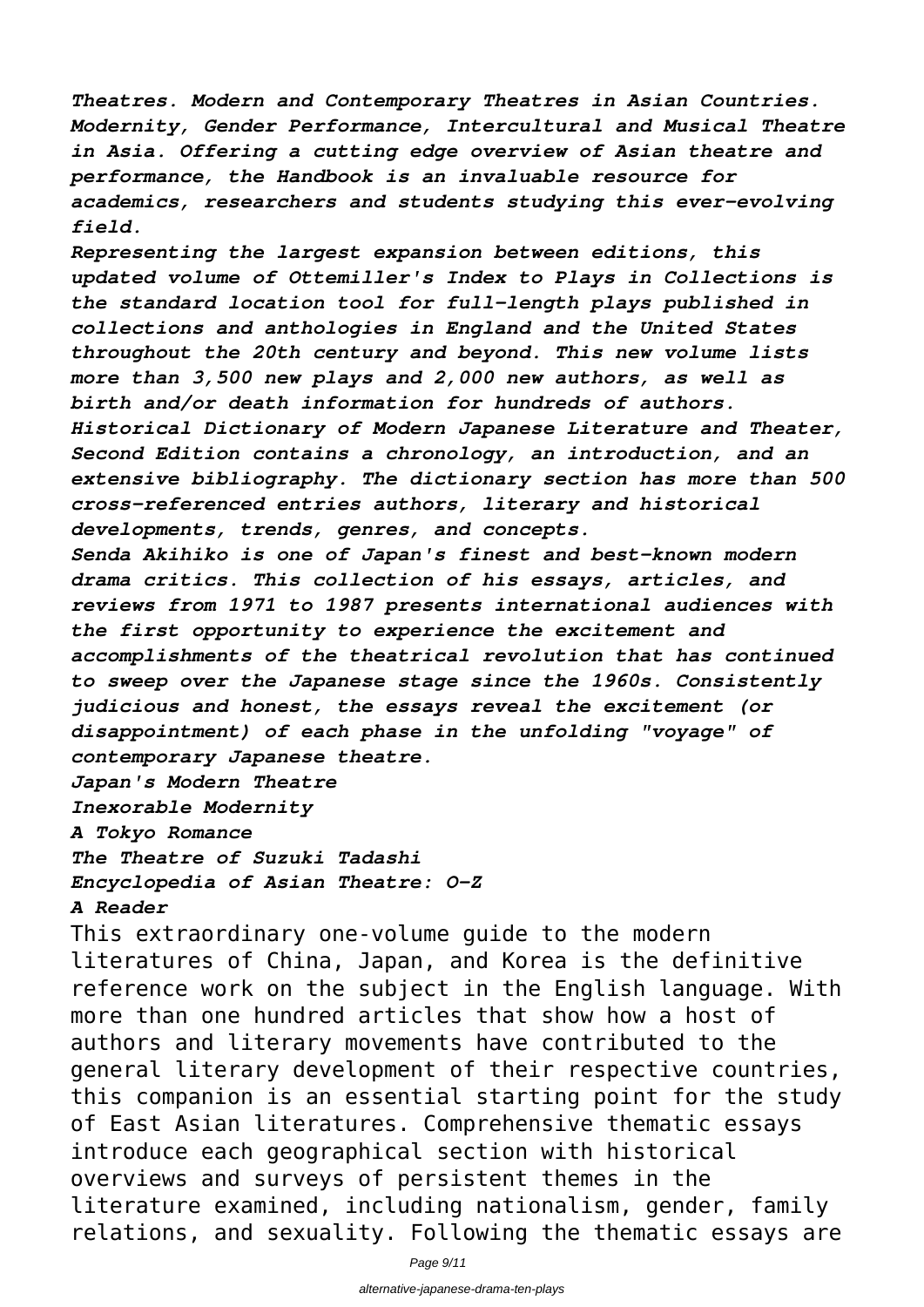*Theatres. Modern and Contemporary Theatres in Asian Countries. Modernity, Gender Performance, Intercultural and Musical Theatre in Asia. Offering a cutting edge overview of Asian theatre and performance, the Handbook is an invaluable resource for academics, researchers and students studying this ever-evolving field.*

*Representing the largest expansion between editions, this updated volume of Ottemiller's Index to Plays in Collections is the standard location tool for full-length plays published in collections and anthologies in England and the United States throughout the 20th century and beyond. This new volume lists more than 3,500 new plays and 2,000 new authors, as well as birth and/or death information for hundreds of authors.*

*Historical Dictionary of Modern Japanese Literature and Theater, Second Edition contains a chronology, an introduction, and an extensive bibliography. The dictionary section has more than 500 cross-referenced entries authors, literary and historical developments, trends, genres, and concepts.*

*Senda Akihiko is one of Japan's finest and best-known modern drama critics. This collection of his essays, articles, and reviews from 1971 to 1987 presents international audiences with the first opportunity to experience the excitement and accomplishments of the theatrical revolution that has continued to sweep over the Japanese stage since the 1960s. Consistently judicious and honest, the essays reveal the excitement (or disappointment) of each phase in the unfolding "voyage" of contemporary Japanese theatre.*

*Japan's Modern Theatre*

*Inexorable Modernity*

*A Tokyo Romance*

*The Theatre of Suzuki Tadashi*

*Encyclopedia of Asian Theatre: O-Z*

*A Reader*

This extraordinary one-volume guide to the modern literatures of China, Japan, and Korea is the definitive reference work on the subject in the English language. With more than one hundred articles that show how a host of authors and literary movements have contributed to the general literary development of their respective countries, this companion is an essential starting point for the study of East Asian literatures. Comprehensive thematic essays introduce each geographical section with historical overviews and surveys of persistent themes in the literature examined, including nationalism, gender, family relations, and sexuality. Following the thematic essays are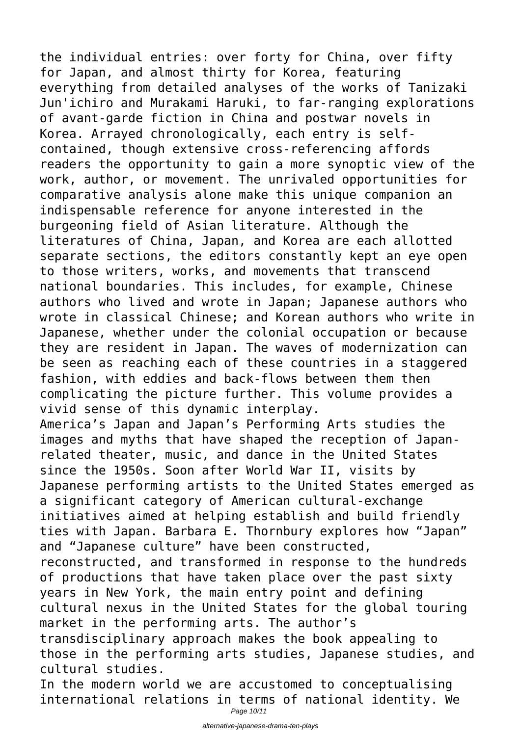the individual entries: over forty for China, over fifty for Japan, and almost thirty for Korea, featuring everything from detailed analyses of the works of Tanizaki Jun'ichiro and Murakami Haruki, to far-ranging explorations of avant-garde fiction in China and postwar novels in Korea. Arrayed chronologically, each entry is self-contained, though extensive cross-referencing affords readers the opportunity to gain a more synoptic view of the work, author, or movement. The unrivaled opportunities for comparative analysis alone make this unique companion an indispensable reference for anyone interested in the burgeoning field of Asian literature. Although the literatures of China, Japan, and Korea are each allotted separate sections, the editors constantly kept an eye open to those writers, works, and movements that transcend national boundaries. This includes, for example, Chinese authors who lived and wrote in Japan; Japanese authors who wrote in classical Chinese; and Korean authors who write in Japanese, whether under the colonial occupation or because they are resident in Japan. The waves of modernization can be seen as reaching each of these countries in a staggered fashion, with eddies and back-flows between them then complicating the picture further. This volume provides a vivid sense of this dynamic interplay.

America’s Japan and Japan’s Performing Arts studies the images and myths that have shaped the reception of Japan-related theater, music, and dance in the United States since the 1950s. Soon after World War II, visits by Japanese performing artists to the United States emerged as a significant category of American cultural-exchange initiatives aimed at helping establish and build friendly ties with Japan. Barbara E. Thornbury explores how “Japan” and “Japanese culture” have been constructed, reconstructed, and transformed in response to the hundreds of productions that have taken place over the past sixty years in New York, the main entry point and defining cultural nexus in the United States for the global touring market in the performing arts. The author’s transdisciplinary approach makes the book appealing to those in the performing arts studies, Japanese studies, and cultural studies.

In the modern world we are accustomed to conceptualising international relations in terms of national identity. We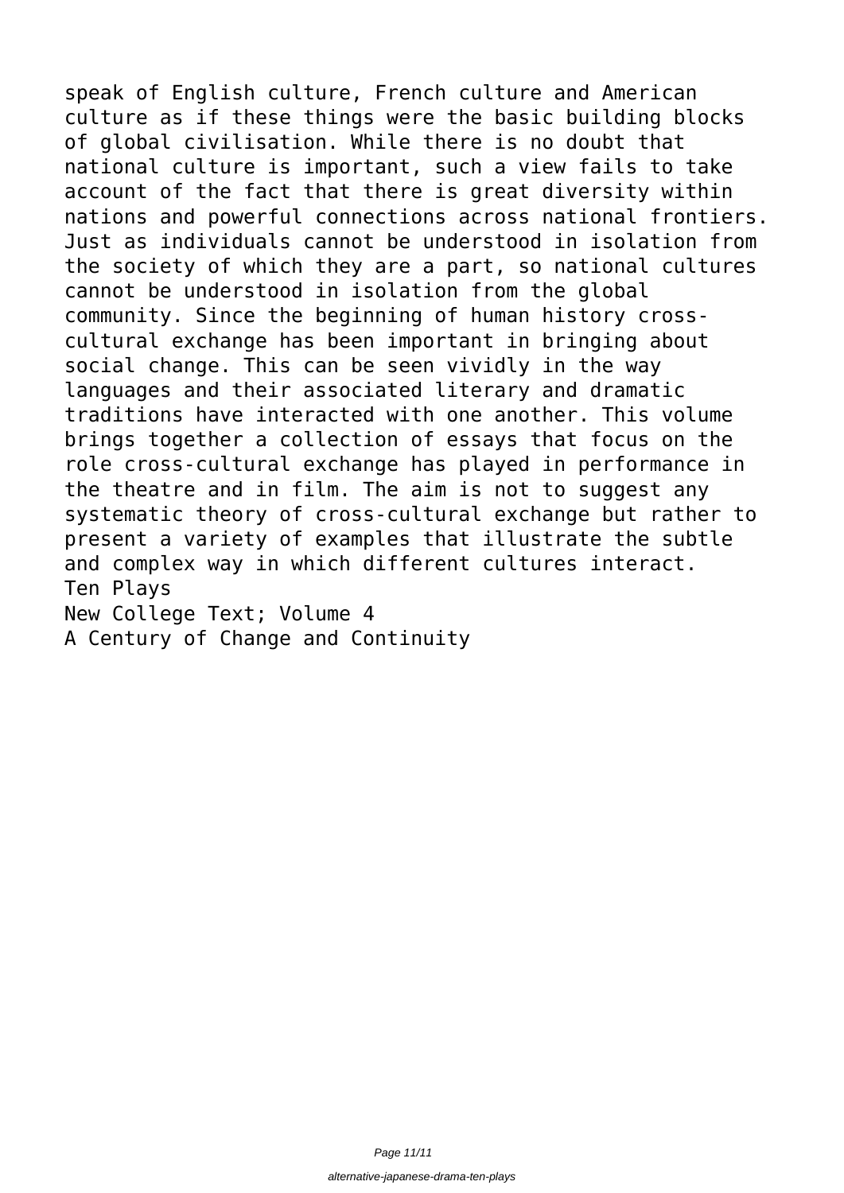speak of English culture, French culture and American culture as if these things were the basic building blocks of global civilisation. While there is no doubt that national culture is important, such a view fails to take account of the fact that there is great diversity within nations and powerful connections across national frontiers. Just as individuals cannot be understood in isolation from the society of which they are a part, so national cultures cannot be understood in isolation from the global community. Since the beginning of human history cross-cultural exchange has been important in bringing about social change. This can be seen vividly in the way languages and their associated literary and dramatic traditions have interacted with one another. This volume brings together a collection of essays that focus on the role cross-cultural exchange has played in performance in the theatre and in film. The aim is not to suggest any systematic theory of cross-cultural exchange but rather to present a variety of examples that illustrate the subtle and complex way in which different cultures interact.

Ten Plays

New College Text; Volume 4

A Century of Change and Continuity